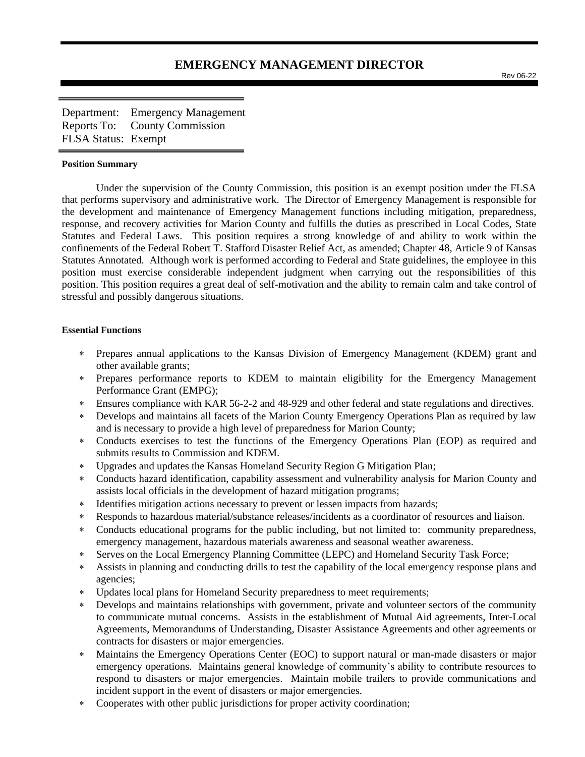# EMERGENCY MANAGEMENT DIRECTOR

Rev 06-22

Department: Emergency Management
Reports To: County Commission
FLSA Status: Exempt

**Position Summary**

Under the supervision of the County Commission, this position is an exempt position under the FLSA that performs supervisory and administrative work. The Director of Emergency Management is responsible for the development and maintenance of Emergency Management functions including mitigation, preparedness, response, and recovery activities for Marion County and fulfills the duties as prescribed in Local Codes, State Statutes and Federal Laws. This position requires a strong knowledge of and ability to work within the confinements of the Federal Robert T. Stafford Disaster Relief Act, as amended; Chapter 48, Article 9 of Kansas Statutes Annotated. Although work is performed according to Federal and State guidelines, the employee in this position must exercise considerable independent judgment when carrying out the responsibilities of this position. This position requires a great deal of self-motivation and the ability to remain calm and take control of stressful and possibly dangerous situations.

**Essential Functions**

- Prepares annual applications to the Kansas Division of Emergency Management (KDEM) grant and other available grants;
- Prepares performance reports to KDEM to maintain eligibility for the Emergency Management Performance Grant (EMPG);
- Ensures compliance with KAR 56-2-2 and 48-929 and other federal and state regulations and directives.
- Develops and maintains all facets of the Marion County Emergency Operations Plan as required by law and is necessary to provide a high level of preparedness for Marion County;
- Conducts exercises to test the functions of the Emergency Operations Plan (EOP) as required and submits results to Commission and KDEM.
- Upgrades and updates the Kansas Homeland Security Region G Mitigation Plan;
- Conducts hazard identification, capability assessment and vulnerability analysis for Marion County and assists local officials in the development of hazard mitigation programs;
- Identifies mitigation actions necessary to prevent or lessen impacts from hazards;
- Responds to hazardous material/substance releases/incidents as a coordinator of resources and liaison.
- Conducts educational programs for the public including, but not limited to: community preparedness, emergency management, hazardous materials awareness and seasonal weather awareness.
- Serves on the Local Emergency Planning Committee (LEPC) and Homeland Security Task Force;
- Assists in planning and conducting drills to test the capability of the local emergency response plans and agencies;
- Updates local plans for Homeland Security preparedness to meet requirements;
- Develops and maintains relationships with government, private and volunteer sectors of the community to communicate mutual concerns. Assists in the establishment of Mutual Aid agreements, Inter-Local Agreements, Memorandums of Understanding, Disaster Assistance Agreements and other agreements or contracts for disasters or major emergencies.
- Maintains the Emergency Operations Center (EOC) to support natural or man-made disasters or major emergency operations. Maintains general knowledge of community's ability to contribute resources to respond to disasters or major emergencies. Maintain mobile trailers to provide communications and incident support in the event of disasters or major emergencies.
- Cooperates with other public jurisdictions for proper activity coordination;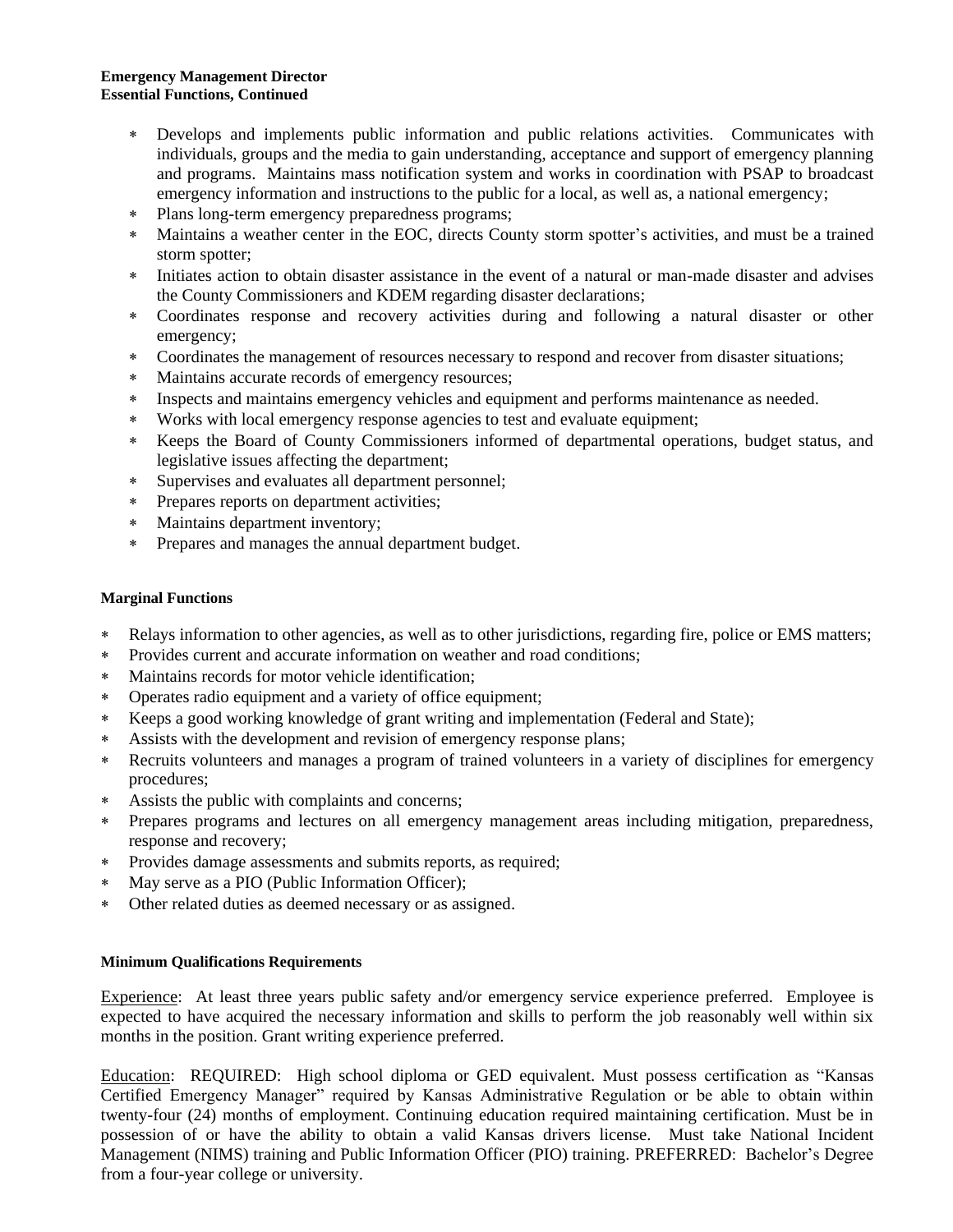**Emergency Management Director**
**Essential Functions, Continued**

- Develops and implements public information and public relations activities. Communicates with individuals, groups and the media to gain understanding, acceptance and support of emergency planning and programs. Maintains mass notification system and works in coordination with PSAP to broadcast emergency information and instructions to the public for a local, as well as, a national emergency;
- Plans long-term emergency preparedness programs;
- Maintains a weather center in the EOC, directs County storm spotter's activities, and must be a trained storm spotter;
- Initiates action to obtain disaster assistance in the event of a natural or man-made disaster and advises the County Commissioners and KDEM regarding disaster declarations;
- Coordinates response and recovery activities during and following a natural disaster or other emergency;
- Coordinates the management of resources necessary to respond and recover from disaster situations;
- Maintains accurate records of emergency resources;
- Inspects and maintains emergency vehicles and equipment and performs maintenance as needed.
- Works with local emergency response agencies to test and evaluate equipment;
- Keeps the Board of County Commissioners informed of departmental operations, budget status, and legislative issues affecting the department;
- Supervises and evaluates all department personnel;
- Prepares reports on department activities;
- Maintains department inventory;
- Prepares and manages the annual department budget.

**Marginal Functions**

- Relays information to other agencies, as well as to other jurisdictions, regarding fire, police or EMS matters;
- Provides current and accurate information on weather and road conditions;
- Maintains records for motor vehicle identification;
- Operates radio equipment and a variety of office equipment;
- Keeps a good working knowledge of grant writing and implementation (Federal and State);
- Assists with the development and revision of emergency response plans;
- Recruits volunteers and manages a program of trained volunteers in a variety of disciplines for emergency procedures;
- Assists the public with complaints and concerns;
- Prepares programs and lectures on all emergency management areas including mitigation, preparedness, response and recovery;
- Provides damage assessments and submits reports, as required;
- May serve as a PIO (Public Information Officer);
- Other related duties as deemed necessary or as assigned.

**Minimum Qualifications Requirements**

<u>Experience</u>: At least three years public safety and/or emergency service experience preferred. Employee is expected to have acquired the necessary information and skills to perform the job reasonably well within six months in the position. Grant writing experience preferred.

<u>Education</u>: REQUIRED: High school diploma or GED equivalent. Must possess certification as "Kansas Certified Emergency Manager" required by Kansas Administrative Regulation or be able to obtain within twenty-four (24) months of employment. Continuing education required maintaining certification. Must be in possession of or have the ability to obtain a valid Kansas drivers license. Must take National Incident Management (NIMS) training and Public Information Officer (PIO) training. PREFERRED: Bachelor's Degree from a four-year college or university.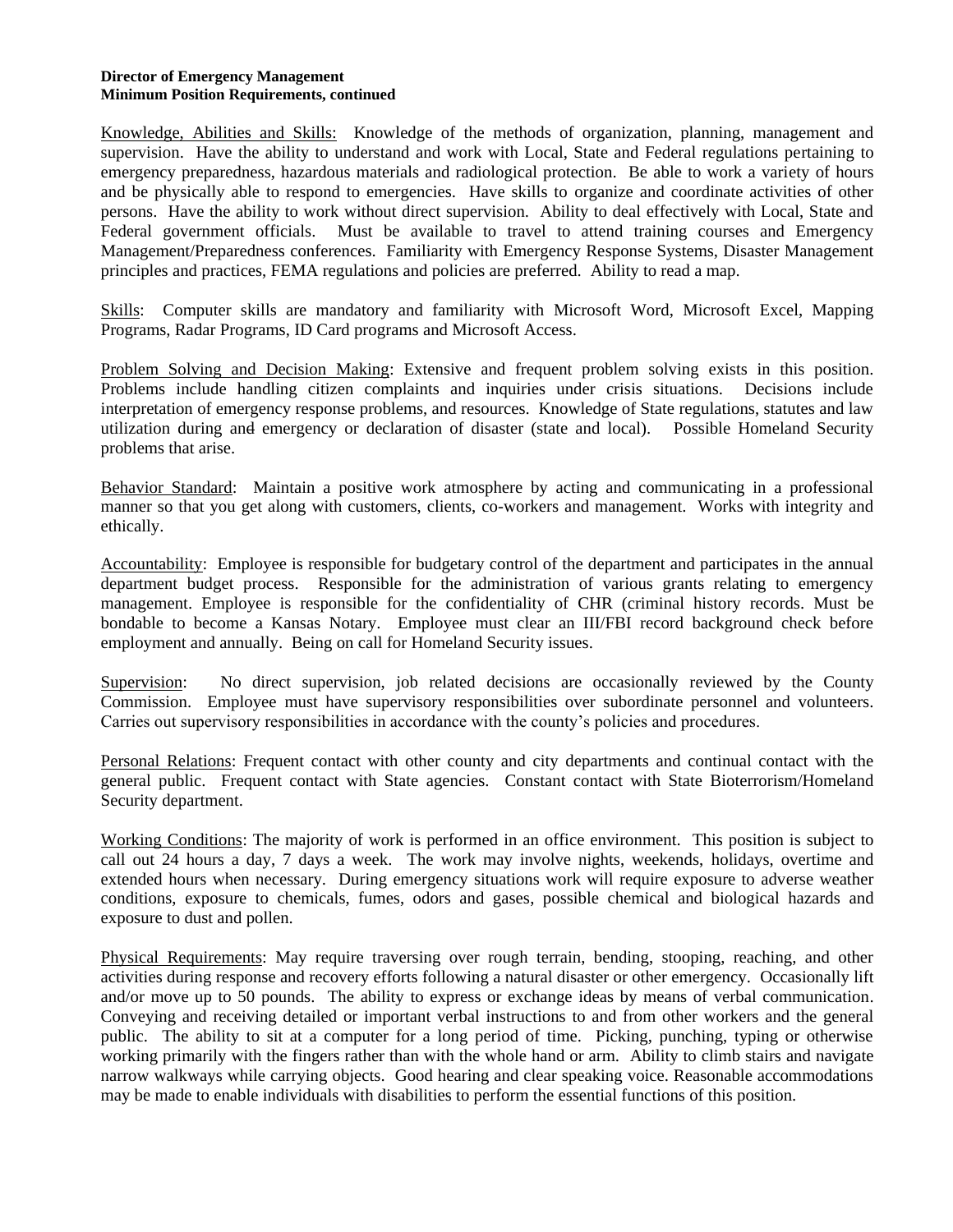**Director of Emergency Management**
**Minimum Position Requirements, continued**

Knowledge, Abilities and Skills: Knowledge of the methods of organization, planning, management and supervision. Have the ability to understand and work with Local, State and Federal regulations pertaining to emergency preparedness, hazardous materials and radiological protection. Be able to work a variety of hours and be physically able to respond to emergencies. Have skills to organize and coordinate activities of other persons. Have the ability to work without direct supervision. Ability to deal effectively with Local, State and Federal government officials. Must be available to travel to attend training courses and Emergency Management/Preparedness conferences. Familiarity with Emergency Response Systems, Disaster Management principles and practices, FEMA regulations and policies are preferred. Ability to read a map.

Skills: Computer skills are mandatory and familiarity with Microsoft Word, Microsoft Excel, Mapping Programs, Radar Programs, ID Card programs and Microsoft Access.

Problem Solving and Decision Making: Extensive and frequent problem solving exists in this position. Problems include handling citizen complaints and inquiries under crisis situations. Decisions include interpretation of emergency response problems, and resources. Knowledge of State regulations, statutes and law utilization during and emergency or declaration of disaster (state and local). Possible Homeland Security problems that arise.

Behavior Standard: Maintain a positive work atmosphere by acting and communicating in a professional manner so that you get along with customers, clients, co-workers and management. Works with integrity and ethically.

Accountability: Employee is responsible for budgetary control of the department and participates in the annual department budget process. Responsible for the administration of various grants relating to emergency management. Employee is responsible for the confidentiality of CHR (criminal history records. Must be bondable to become a Kansas Notary. Employee must clear an III/FBI record background check before employment and annually. Being on call for Homeland Security issues.

Supervision: No direct supervision, job related decisions are occasionally reviewed by the County Commission. Employee must have supervisory responsibilities over subordinate personnel and volunteers. Carries out supervisory responsibilities in accordance with the county's policies and procedures.

Personal Relations: Frequent contact with other county and city departments and continual contact with the general public. Frequent contact with State agencies. Constant contact with State Bioterrorism/Homeland Security department.

Working Conditions: The majority of work is performed in an office environment. This position is subject to call out 24 hours a day, 7 days a week. The work may involve nights, weekends, holidays, overtime and extended hours when necessary. During emergency situations work will require exposure to adverse weather conditions, exposure to chemicals, fumes, odors and gases, possible chemical and biological hazards and exposure to dust and pollen.

Physical Requirements: May require traversing over rough terrain, bending, stooping, reaching, and other activities during response and recovery efforts following a natural disaster or other emergency. Occasionally lift and/or move up to 50 pounds. The ability to express or exchange ideas by means of verbal communication. Conveying and receiving detailed or important verbal instructions to and from other workers and the general public. The ability to sit at a computer for a long period of time. Picking, punching, typing or otherwise working primarily with the fingers rather than with the whole hand or arm. Ability to climb stairs and navigate narrow walkways while carrying objects. Good hearing and clear speaking voice. Reasonable accommodations may be made to enable individuals with disabilities to perform the essential functions of this position.